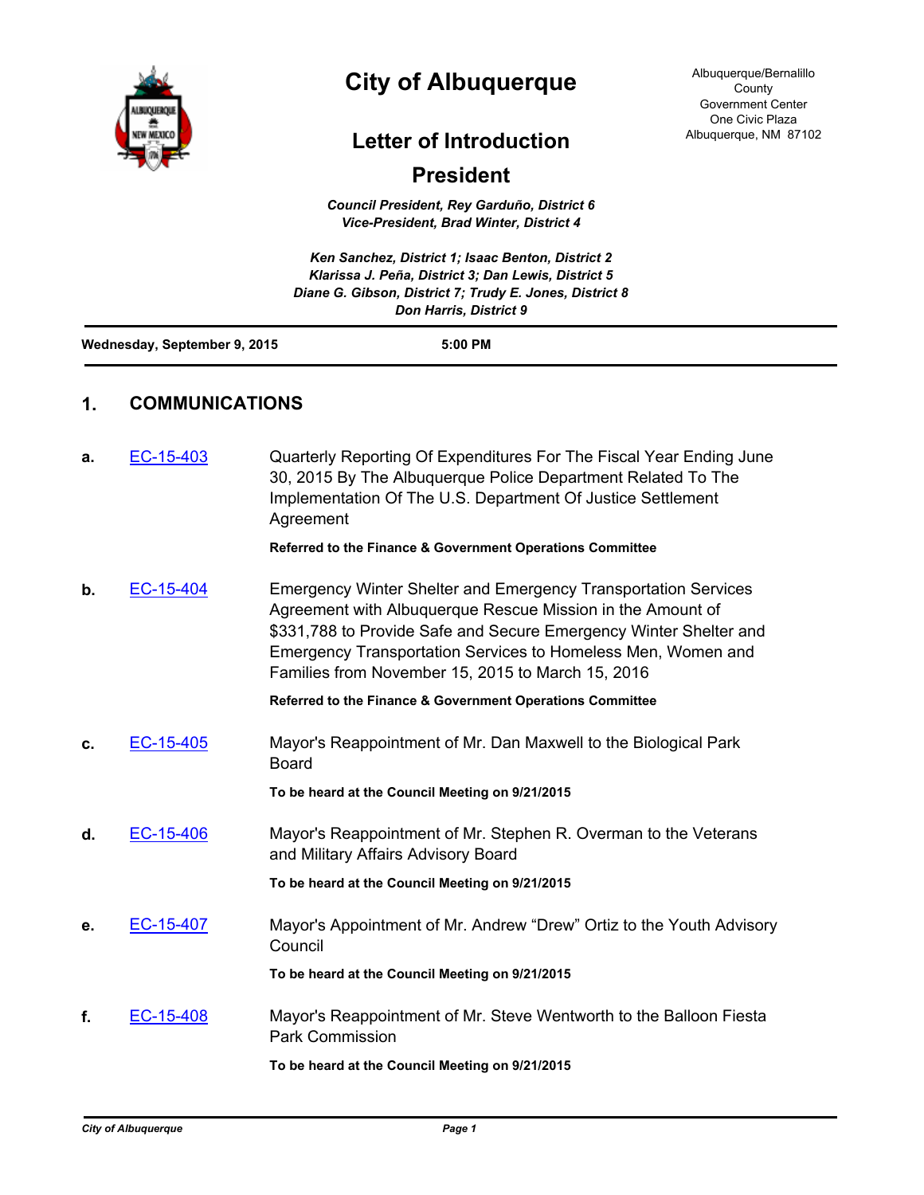# City of Albuquerque

Albuquerque/Bernalillo County
Government Center
One Civic Plaza
Albuquerque, NM 87102

## Letter of Introduction

## President

*Council President, Rey Garduño, District 6*
*Vice-President, Brad Winter, District 4*

*Ken Sanchez, District 1; Isaac Benton, District 2*
*Klarissa J. Peña, District 3; Dan Lewis, District 5*
*Diane G. Gibson, District 7; Trudy E. Jones, District 8*
*Don Harris, District 9*

**Wednesday, September 9, 2015** **5:00 PM**

## 1. COMMUNICATIONS

**a.** EC-15-403 Quarterly Reporting Of Expenditures For The Fiscal Year Ending June 30, 2015 By The Albuquerque Police Department Related To The Implementation Of The U.S. Department Of Justice Settlement Agreement

**Referred to the Finance & Government Operations Committee**

**b.** EC-15-404 Emergency Winter Shelter and Emergency Transportation Services Agreement with Albuquerque Rescue Mission in the Amount of $331,788 to Provide Safe and Secure Emergency Winter Shelter and Emergency Transportation Services to Homeless Men, Women and Families from November 15, 2015 to March 15, 2016

**Referred to the Finance & Government Operations Committee**

**c.** EC-15-405 Mayor's Reappointment of Mr. Dan Maxwell to the Biological Park Board

**To be heard at the Council Meeting on 9/21/2015**

**d.** EC-15-406 Mayor's Reappointment of Mr. Stephen R. Overman to the Veterans and Military Affairs Advisory Board

**To be heard at the Council Meeting on 9/21/2015**

**e.** EC-15-407 Mayor's Appointment of Mr. Andrew "Drew" Ortiz to the Youth Advisory Council

**To be heard at the Council Meeting on 9/21/2015**

**f.** EC-15-408 Mayor's Reappointment of Mr. Steve Wentworth to the Balloon Fiesta Park Commission

**To be heard at the Council Meeting on 9/21/2015**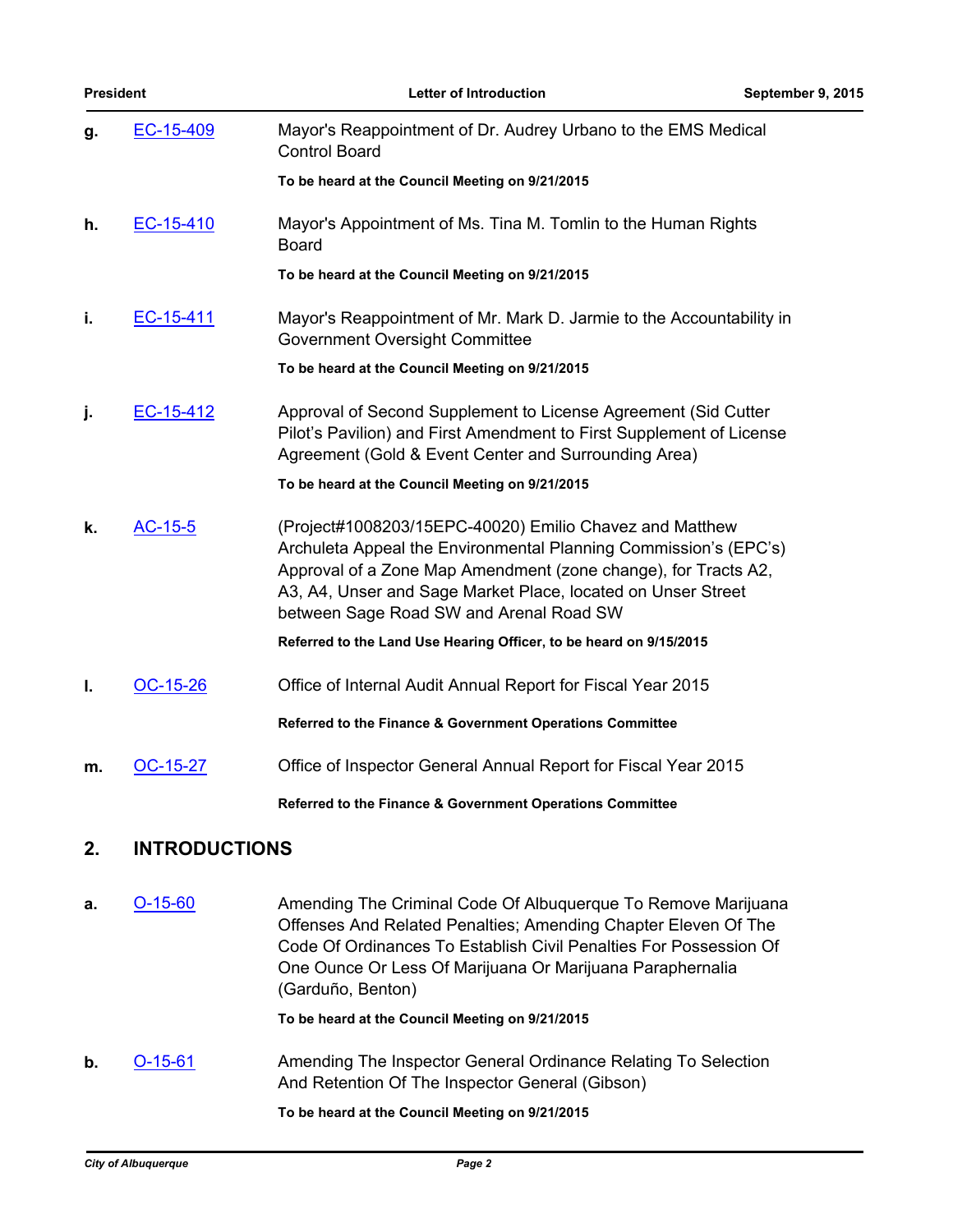**g.** EC-15-409 Mayor's Reappointment of Dr. Audrey Urbano to the EMS Medical Control Board

**To be heard at the Council Meeting on 9/21/2015**

**h.** EC-15-410 Mayor's Appointment of Ms. Tina M. Tomlin to the Human Rights Board

**To be heard at the Council Meeting on 9/21/2015**

**i.** EC-15-411 Mayor's Reappointment of Mr. Mark D. Jarmie to the Accountability in Government Oversight Committee

**To be heard at the Council Meeting on 9/21/2015**

**j.** EC-15-412 Approval of Second Supplement to License Agreement (Sid Cutter Pilot's Pavilion) and First Amendment to First Supplement of License Agreement (Gold & Event Center and Surrounding Area)

**To be heard at the Council Meeting on 9/21/2015**

**k.** AC-15-5 (Project#1008203/15EPC-40020) Emilio Chavez and Matthew Archuleta Appeal the Environmental Planning Commission's (EPC's) Approval of a Zone Map Amendment (zone change), for Tracts A2, A3, A4, Unser and Sage Market Place, located on Unser Street between Sage Road SW and Arenal Road SW

**Referred to the Land Use Hearing Officer, to be heard on 9/15/2015**

**l.** OC-15-26 Office of Internal Audit Annual Report for Fiscal Year 2015

**Referred to the Finance & Government Operations Committee**

**m.** OC-15-27 Office of Inspector General Annual Report for Fiscal Year 2015

**Referred to the Finance & Government Operations Committee**

## 2. INTRODUCTIONS

**a.** O-15-60 Amending The Criminal Code Of Albuquerque To Remove Marijuana Offenses And Related Penalties; Amending Chapter Eleven Of The Code Of Ordinances To Establish Civil Penalties For Possession Of One Ounce Or Less Of Marijuana Or Marijuana Paraphernalia (Garduño, Benton)

**To be heard at the Council Meeting on 9/21/2015**

**b.** O-15-61 Amending The Inspector General Ordinance Relating To Selection And Retention Of The Inspector General (Gibson)

**To be heard at the Council Meeting on 9/21/2015**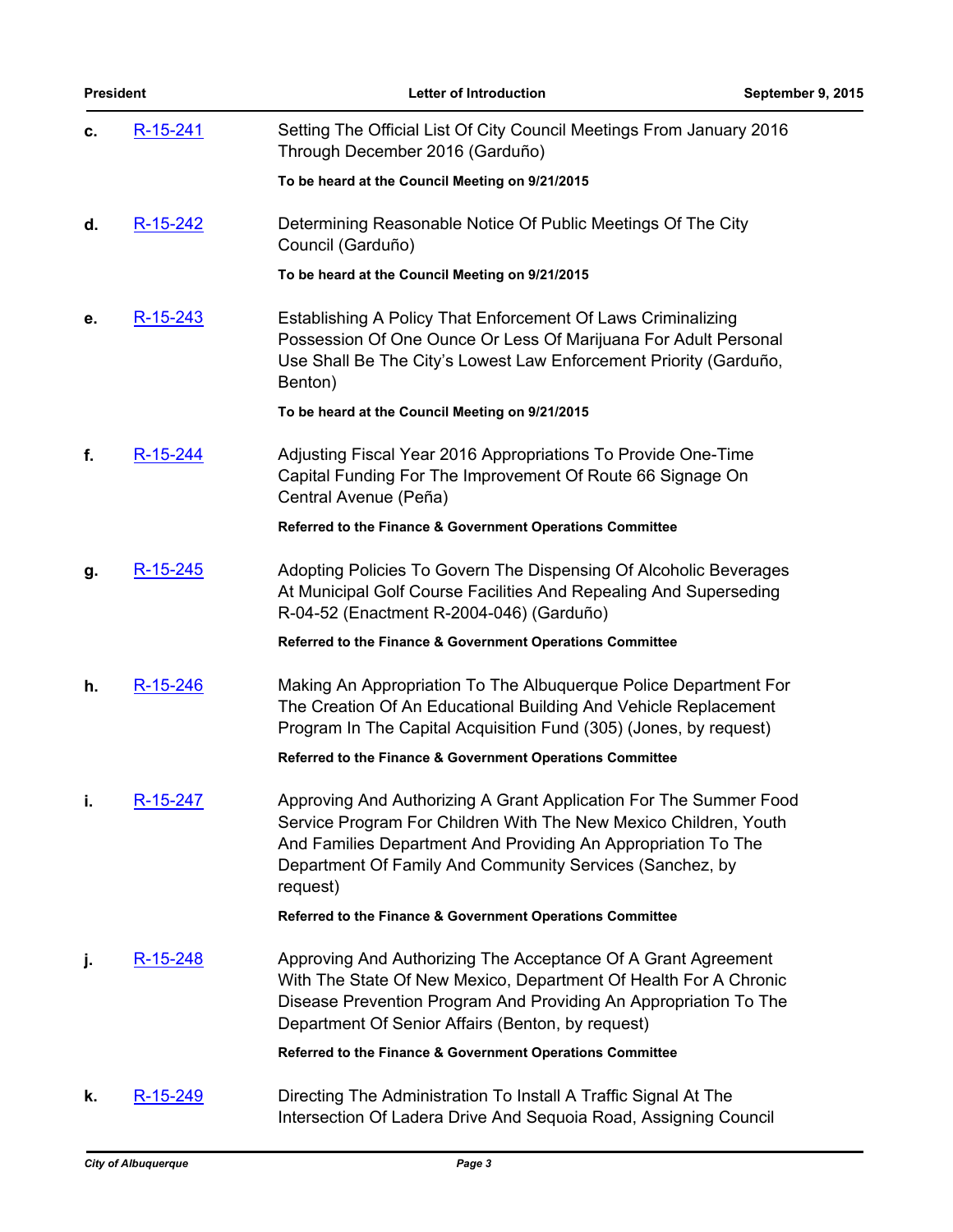**c.** R-15-241 Setting The Official List Of City Council Meetings From January 2016 Through December 2016 (Garduño)

**To be heard at the Council Meeting on 9/21/2015**

**d.** R-15-242 Determining Reasonable Notice Of Public Meetings Of The City Council (Garduño)

**To be heard at the Council Meeting on 9/21/2015**

**e.** R-15-243 Establishing A Policy That Enforcement Of Laws Criminalizing Possession Of One Ounce Or Less Of Marijuana For Adult Personal Use Shall Be The City's Lowest Law Enforcement Priority (Garduño, Benton)

**To be heard at the Council Meeting on 9/21/2015**

**f.** R-15-244 Adjusting Fiscal Year 2016 Appropriations To Provide One-Time Capital Funding For The Improvement Of Route 66 Signage On Central Avenue (Peña)

**Referred to the Finance & Government Operations Committee**

**g.** R-15-245 Adopting Policies To Govern The Dispensing Of Alcoholic Beverages At Municipal Golf Course Facilities And Repealing And Superseding R-04-52 (Enactment R-2004-046) (Garduño)

**Referred to the Finance & Government Operations Committee**

**h.** R-15-246 Making An Appropriation To The Albuquerque Police Department For The Creation Of An Educational Building And Vehicle Replacement Program In The Capital Acquisition Fund (305) (Jones, by request)

**Referred to the Finance & Government Operations Committee**

**i.** R-15-247 Approving And Authorizing A Grant Application For The Summer Food Service Program For Children With The New Mexico Children, Youth And Families Department And Providing An Appropriation To The Department Of Family And Community Services (Sanchez, by request)

**Referred to the Finance & Government Operations Committee**

**j.** R-15-248 Approving And Authorizing The Acceptance Of A Grant Agreement With The State Of New Mexico, Department Of Health For A Chronic Disease Prevention Program And Providing An Appropriation To The Department Of Senior Affairs (Benton, by request)

**Referred to the Finance & Government Operations Committee**

**k.** R-15-249 Directing The Administration To Install A Traffic Signal At The Intersection Of Ladera Drive And Sequoia Road, Assigning Council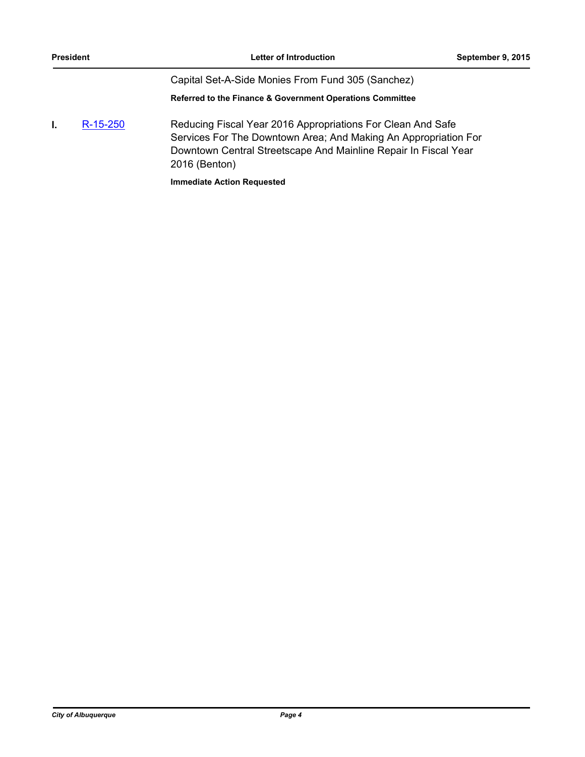Capital Set-A-Side Monies From Fund 305 (Sanchez)

**Referred to the Finance & Government Operations Committee**

**I.** R-15-250 Reducing Fiscal Year 2016 Appropriations For Clean And Safe Services For The Downtown Area; And Making An Appropriation For Downtown Central Streetscape And Mainline Repair In Fiscal Year 2016 (Benton)

**Immediate Action Requested**